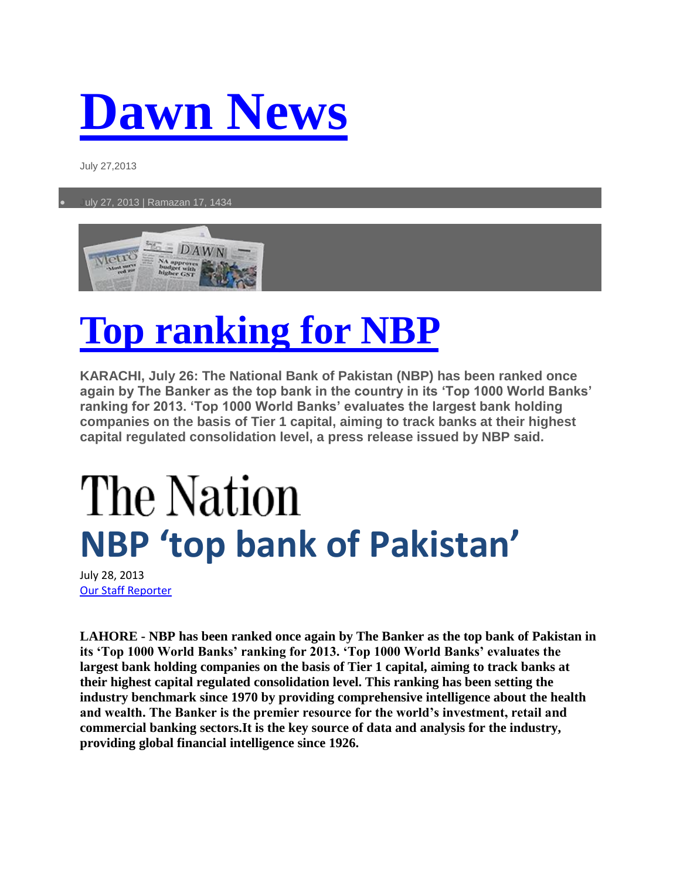# Dawn News

July 27,2013

- uly 27, 2013 | Ramazan 17, 1434

# Top ranking for NBP

**KARACHI, July 26: The National Bank of Pakistan (NBP) has been ranked once again by The Banker as the top bank in the country in its 'Top 1000 World Banks' ranking for 2013. 'Top 1000 World Banks' evaluates the largest bank holding companies on the basis of Tier 1 capital, aiming to track banks at their highest capital regulated consolidation level, a press release issued by NBP said.**

# The Nation

## NBP 'top bank of Pakistan'

July 28, 2013

Our Staff Reporter

**LAHORE - NBP has been ranked once again by The Banker as the top bank of Pakistan in its 'Top 1000 World Banks' ranking for 2013. 'Top 1000 World Banks' evaluates the largest bank holding companies on the basis of Tier 1 capital, aiming to track banks at their highest capital regulated consolidation level. This ranking has been setting the industry benchmark since 1970 by providing comprehensive intelligence about the health and wealth. The Banker is the premier resource for the world's investment, retail and commercial banking sectors.It is the key source of data and analysis for the industry, providing global financial intelligence since 1926.**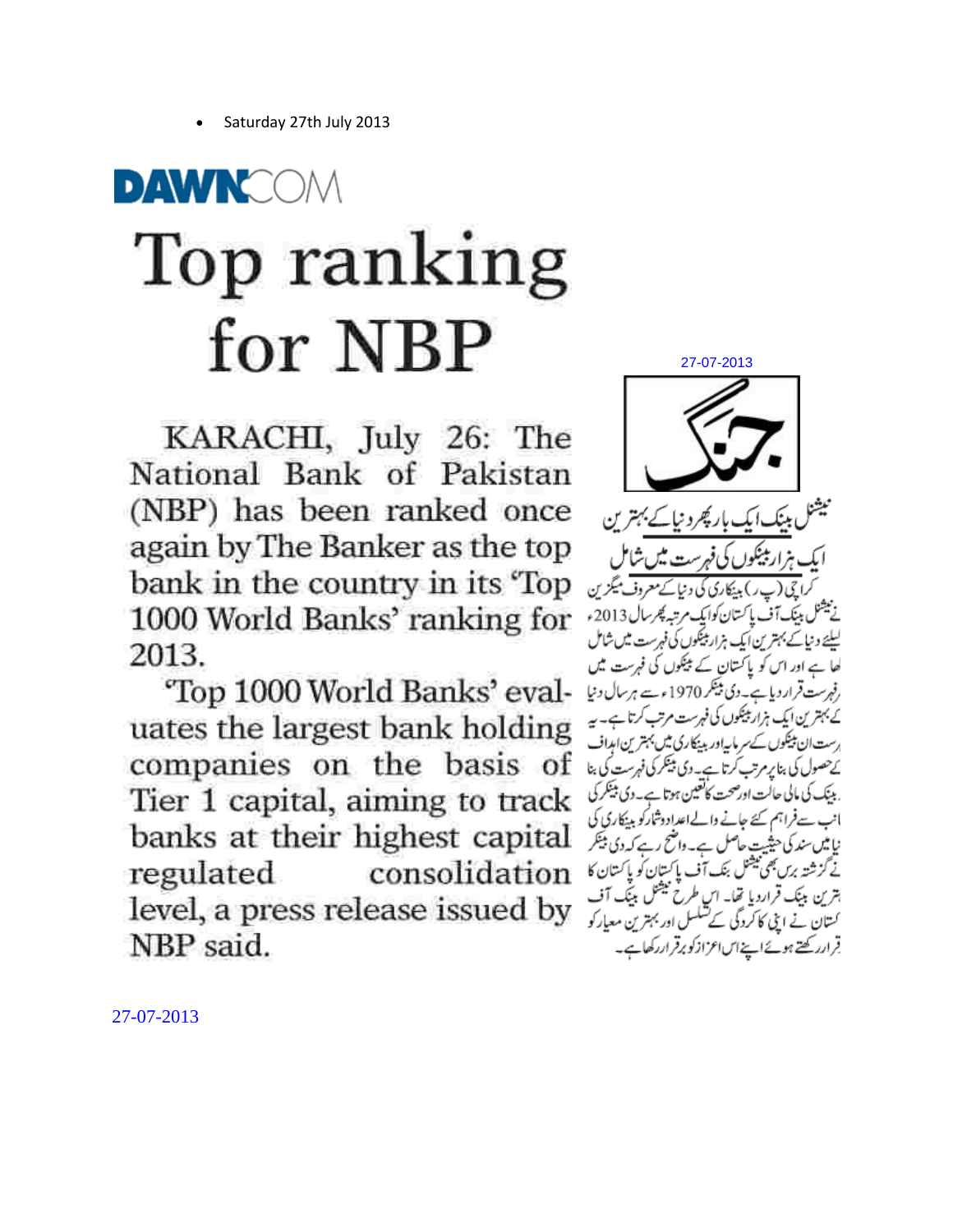- Saturday 27th July 2013

DAWN.COM

# Top ranking for NBP

KARACHI, July 26: The National Bank of Pakistan (NBP) has been ranked once again by The Banker as the top bank in the country in its 'Top 1000 World Banks' ranking for 2013.

'Top 1000 World Banks' evaluates the largest bank holding companies on the basis of Tier 1 capital, aiming to track banks at their highest capital regulated consolidation level, a press release issued by NBP said.

27-07-2013

جنگ

## نیشنل بینک ایک بار پھر دنیا کے بہترین ایک ہزار بینکوں کی فہرست میں شامل

کراچی (پ ر) بینکاری کی دنیا کے معروف میگزین نے نیشنل بینک آف پاکستان کو ایک مرتبہ پھر سال 2013ء کیلئے دنیا کے بہترین ایک ہزار بینکوں کی فہرست میں شامل کیا ہے اور اس کو پاکستان کے بینکوں کی فہرست میں سرفہرست قرار دیا ہے۔ دی بینکر 1970ء سے ہر سال دنیا کے بہترین ایک ہزار بینکوں کی فہرست مرتب کرتا ہے۔ یہ فہرست ان بینکوں کے سرمایہ اور بینکاری میں بہترین اہداف کے حصول کی بنا پر مرتب کرتا ہے۔ دی بینکر کی فہرست کی بنا بینک کی مالی حالت اور صحت کا تعین ہوتا ہے۔ دی بینکر کی جانب سے فراہم کئے جانے والے اعدادوشمار کو بینکاری کی دنیا میں سند کی حیثیت حاصل ہے۔ واضح رہے کہ دی بینکر نے گزشتہ برس بھی نیشنل بنک آف پاکستان کو پاکستان کا بہترین بینک قرار دیا تھا۔ اس طرح نیشنل بینک آف پاکستان نے اپنی کارکردگی کے تسلسل اور بہترین معیار کو برقرار رکھتے ہوئے اپنے اس اعزاز کو برقرار رکھا ہے۔

27-07-2013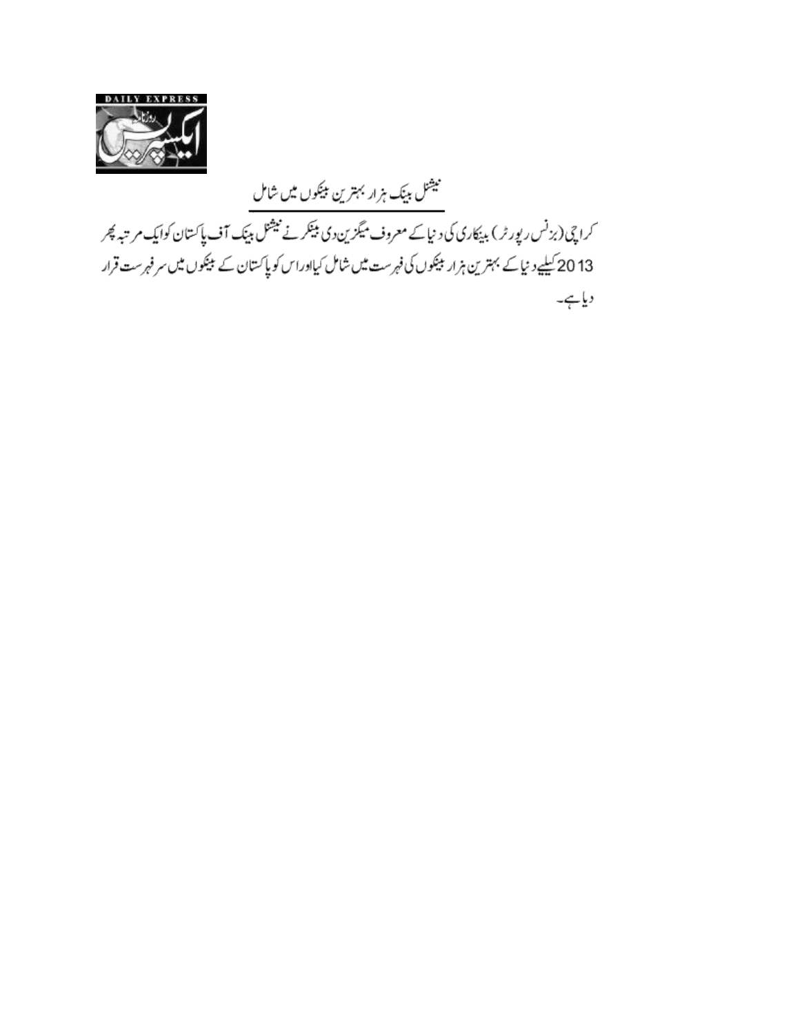DAILY EXPRESS

روزنامہ ایکسپریس

## نیشنل بینک ہزار بہترین بینکوں میں شامل

کراچی (بزنس رپورٹر) بینکاری کی دنیا کے معروف میگزین دی بینکر نے نیشنل بینک آف پاکستان کو ایک مرتبہ پھر 2013 کیلیے دنیا کے بہترین ہزار بینکوں کی فہرست میں شامل کیا اور اس کو پاکستان کے بینکوں میں سرفہرست قرار دیا ہے۔